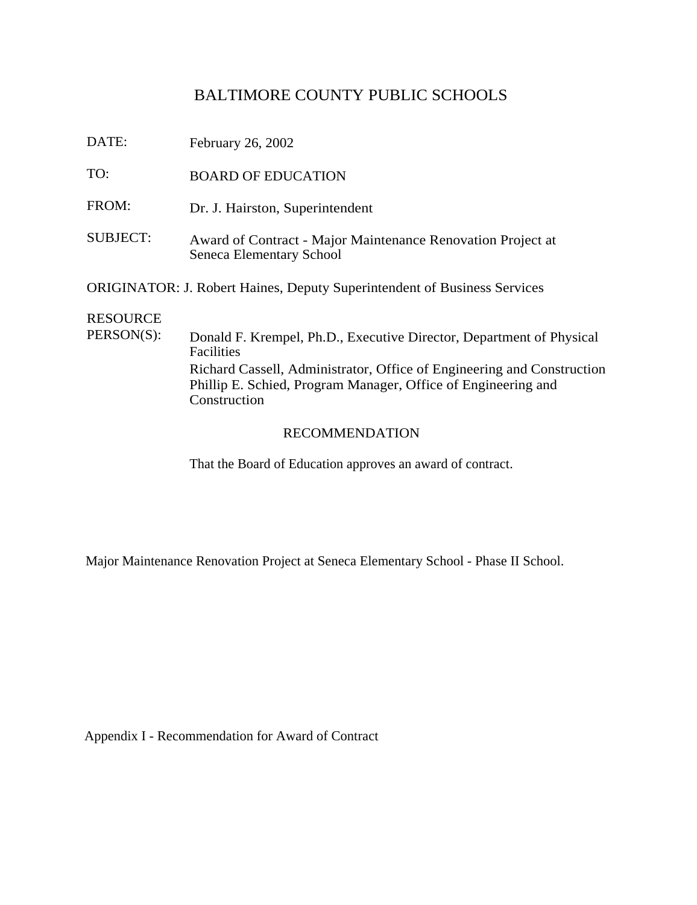# BALTIMORE COUNTY PUBLIC SCHOOLS

DATE: February 26, 2002

TO: BOARD OF EDUCATION

FROM: Dr. J. Hairston, Superintendent

SUBJECT: Award of Contract - Major Maintenance Renovation Project at Seneca Elementary School

ORIGINATOR: J. Robert Haines, Deputy Superintendent of Business Services

RESOURCE PERSON(S): Donald F. Krempel, Ph.D., Executive Director, Department of Physical Facilities
Richard Cassell, Administrator, Office of Engineering and Construction
Phillip E. Schied, Program Manager, Office of Engineering and Construction

## RECOMMENDATION

That the Board of Education approves an award of contract.

Major Maintenance Renovation Project at Seneca Elementary School - Phase II School.

Appendix I - Recommendation for Award of Contract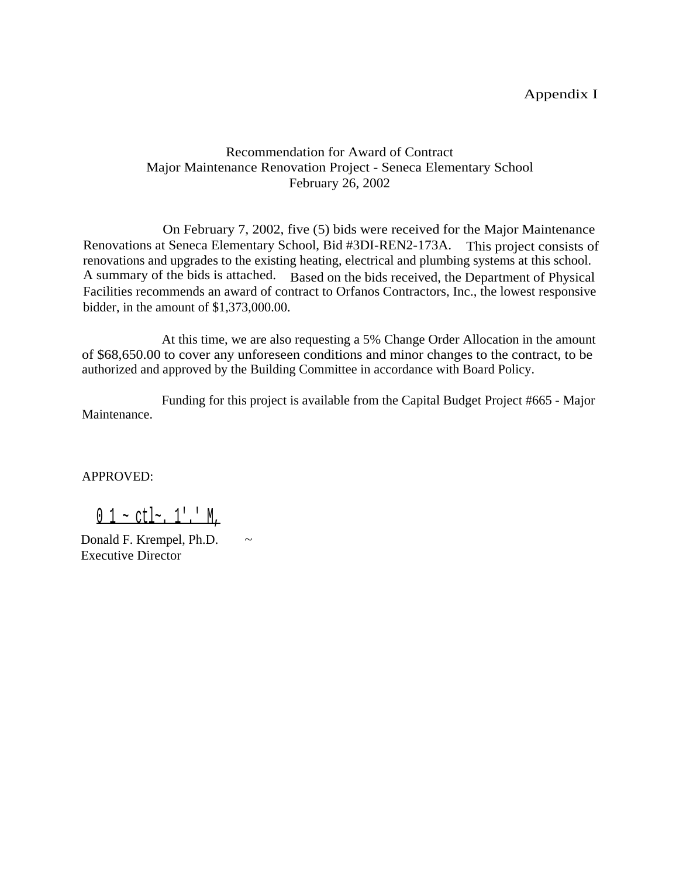Appendix I

Recommendation for Award of Contract
Major Maintenance Renovation Project - Seneca Elementary School
February 26, 2002

On February 7, 2002, five (5) bids were received for the Major Maintenance Renovations at Seneca Elementary School, Bid #3DI-REN2-173A. This project consists of renovations and upgrades to the existing heating, electrical and plumbing systems at this school. A summary of the bids is attached. Based on the bids received, the Department of Physical Facilities recommends an award of contract to Orfanos Contractors, Inc., the lowest responsive bidder, in the amount of $1,373,000.00.

At this time, we are also requesting a 5% Change Order Allocation in the amount of $68,650.00 to cover any unforeseen conditions and minor changes to the contract, to be authorized and approved by the Building Committee in accordance with Board Policy.

Funding for this project is available from the Capital Budget Project #665 - Major Maintenance.

APPROVED:

Donald F. Krempel, Ph.D.
Executive Director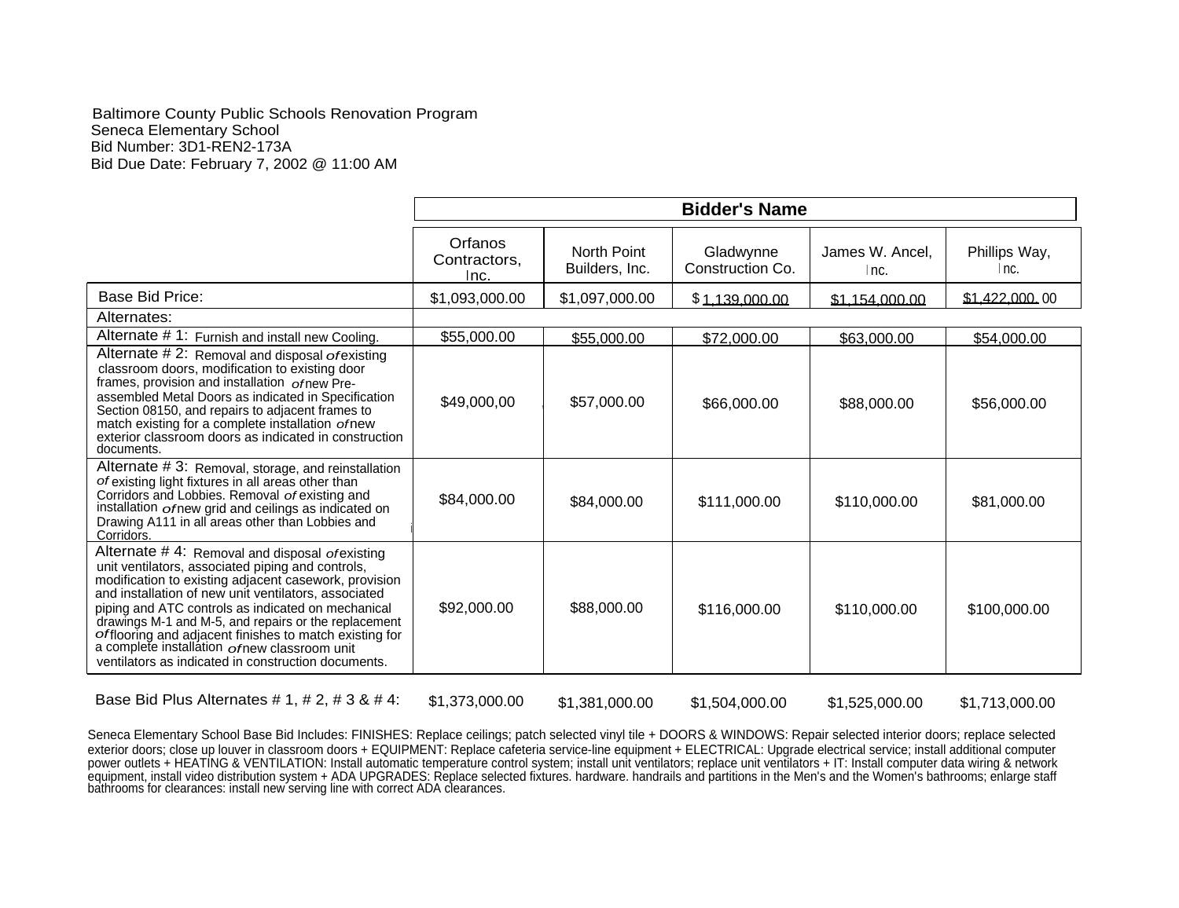Baltimore County Public Schools Renovation Program
Seneca Elementary School
Bid Number: 3D1-REN2-173A
Bid Due Date: February 7, 2002 @ 11:00 AM

| | Bidder's Name | | | | |
|---|---|---|---|---|---|
| | Orfanos Contractors, Inc. | North Point Builders, Inc. | Gladwynne Construction Co. | James W. Ancel, Inc. | Phillips Way, Inc. |
| Base Bid Price: | $1,093,000.00 | $1,097,000.00 | $ 1,139,000.00 | $1,154,000.00 | $1,422,000. 00 |
| Alternates: | | | | | |
| Alternate # 1: Furnish and install new Cooling. | $55,000.00 | $55,000.00 | $72,000.00 | $63,000.00 | $54,000.00 |
| Alternate # 2: Removal and disposal of existing classroom doors, modification to existing door frames, provision and installation of new Pre-assembled Metal Doors as indicated in Specification Section 08150, and repairs to adjacent frames to match existing for a complete installation of new exterior classroom doors as indicated in construction documents. | $49,000,00 | $57,000.00 | $66,000.00 | $88,000.00 | $56,000.00 |
| Alternate # 3: Removal, storage, and reinstallation of existing light fixtures in all areas other than Corridors and Lobbies. Removal of existing and installation of new grid and ceilings as indicated on Drawing A111 in all areas other than Lobbies and Corridors. | $84,000.00 | $84,000.00 | $111,000.00 | $110,000.00 | $81,000.00 |
| Alternate # 4: Removal and disposal of existing unit ventilators, associated piping and controls, modification to existing adjacent casework, provision and installation of new unit ventilators, associated piping and ATC controls as indicated on mechanical drawings M-1 and M-5, and repairs or the replacement of flooring and adjacent finishes to match existing for a complete installation of new classroom unit ventilators as indicated in construction documents. | $92,000.00 | $88,000.00 | $116,000.00 | $110,000.00 | $100,000.00 |
| Base Bid Plus Alternates # 1, # 2, # 3 & # 4: | $1,373,000.00 | $1,381,000.00 | $1,504,000.00 | $1,525,000.00 | $1,713,000.00 |

Seneca Elementary School Base Bid Includes: FINISHES: Replace ceilings; patch selected vinyl tile + DOORS & WINDOWS: Repair selected interior doors; replace selected exterior doors; close up louver in classroom doors + EQUIPMENT: Replace cafeteria service-line equipment + ELECTRICAL: Upgrade electrical service; install additional computer power outlets + HEATING & VENTILATION: Install automatic temperature control system; install unit ventilators; replace unit ventilators + IT: Install computer data wiring & network equipment, install video distribution system + ADA UPGRADES: Replace selected fixtures. hardware. handrails and partitions in the Men's and the Women's bathrooms; enlarge staff bathrooms for clearances: install new serving line with correct ADA clearances.